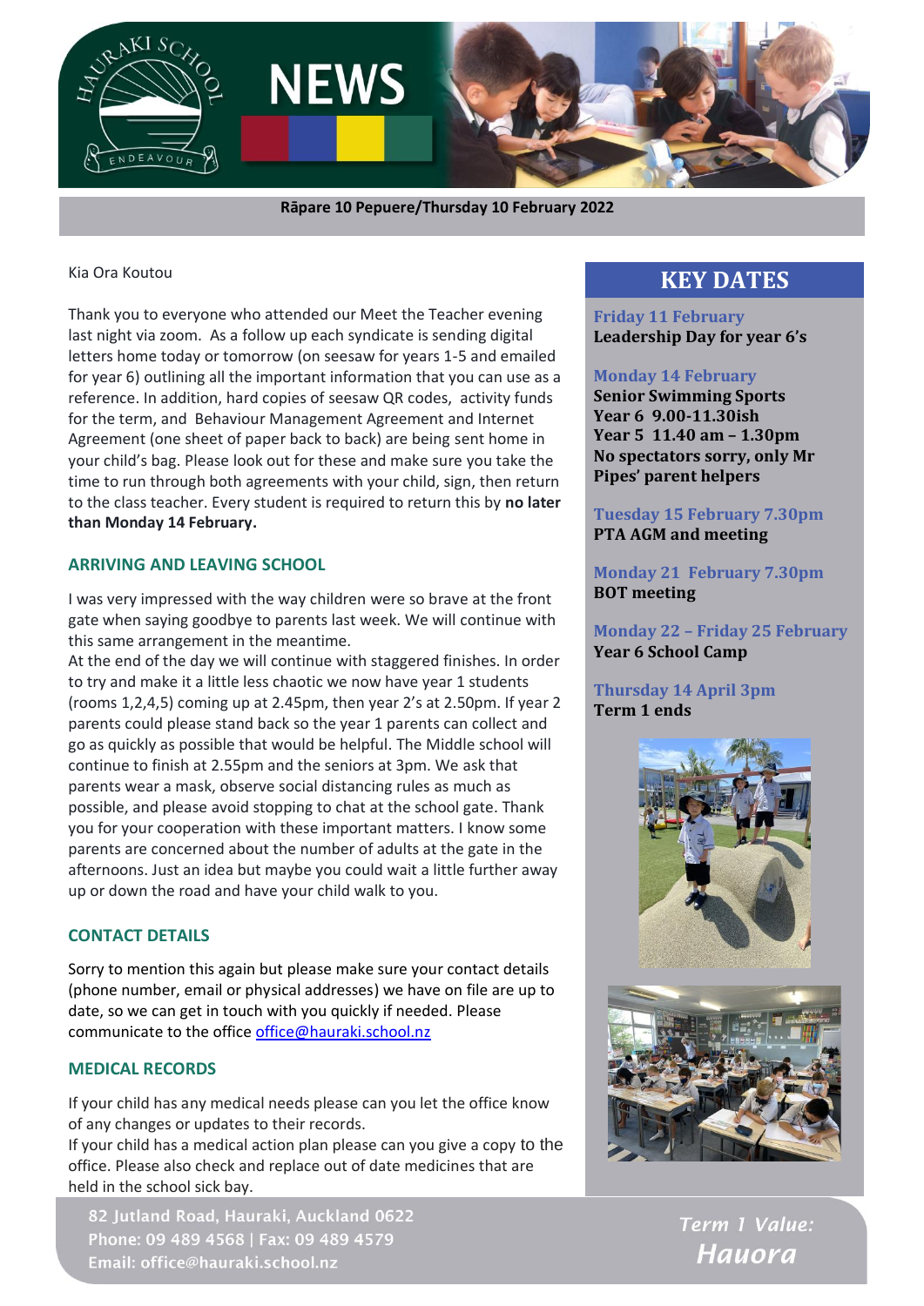# NEWS

**Rāpare 10 Pepuere/Thursday 10 February 2022**

Kia Ora Koutou

Thank you to everyone who attended our Meet the Teacher evening last night via zoom. As a follow up each syndicate is sending digital letters home today or tomorrow (on seesaw for years 1-5 and emailed for year 6) outlining all the important information that you can use as a reference. In addition, hard copies of seesaw QR codes, activity funds for the term, and Behaviour Management Agreement and Internet Agreement (one sheet of paper back to back) are being sent home in your child's bag. Please look out for these and make sure you take the time to run through both agreements with your child, sign, then return to the class teacher. Every student is required to return this by **no later than Monday 14 February.**

## ARRIVING AND LEAVING SCHOOL

I was very impressed with the way children were so brave at the front gate when saying goodbye to parents last week. We will continue with this same arrangement in the meantime.

At the end of the day we will continue with staggered finishes. In order to try and make it a little less chaotic we now have year 1 students (rooms 1,2,4,5) coming up at 2.45pm, then year 2's at 2.50pm. If year 2 parents could please stand back so the year 1 parents can collect and go as quickly as possible that would be helpful. The Middle school will continue to finish at 2.55pm and the seniors at 3pm. We ask that parents wear a mask, observe social distancing rules as much as possible, and please avoid stopping to chat at the school gate. Thank you for your cooperation with these important matters. I know some parents are concerned about the number of adults at the gate in the afternoons. Just an idea but maybe you could wait a little further away up or down the road and have your child walk to you.

## CONTACT DETAILS

Sorry to mention this again but please make sure your contact details (phone number, email or physical addresses) we have on file are up to date, so we can get in touch with you quickly if needed. Please communicate to the office office@hauraki.school.nz

## MEDICAL RECORDS

If your child has any medical needs please can you let the office know of any changes or updates to their records.

If your child has a medical action plan please can you give a copy to the office. Please also check and replace out of date medicines that are held in the school sick bay.

## KEY DATES

**Friday 11 February**
**Leadership Day for year 6's**

**Monday 14 February**
**Senior Swimming Sports**
**Year 6 9.00-11.30ish**
**Year 5 11.40 am – 1.30pm**
**No spectators sorry, only Mr Pipes' parent helpers**

**Tuesday 15 February 7.30pm**
**PTA AGM and meeting**

**Monday 21 February 7.30pm**
**BOT meeting**

**Monday 22 – Friday 25 February**
**Year 6 School Camp**

**Thursday 14 April 3pm**
**Term 1 ends**

82 Jutland Road, Hauraki, Auckland 0622
Phone: 09 489 4568 | Fax: 09 489 4579
Email: office@hauraki.school.nz

*Term 1 Value:*
***Hauora***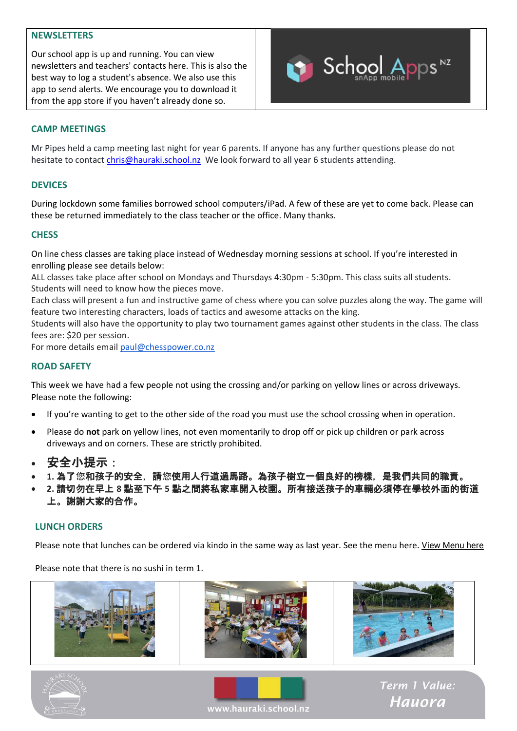## NEWSLETTERS

Our school app is up and running. You can view newsletters and teachers' contacts here. This is also the best way to log a student's absence. We also use this app to send alerts. We encourage you to download it from the app store if you haven't already done so.

## CAMP MEETINGS

Mr Pipes held a camp meeting last night for year 6 parents. If anyone has any further questions please do not hesitate to contact chris@hauraki.school.nz We look forward to all year 6 students attending.

## DEVICES

During lockdown some families borrowed school computers/iPad. A few of these are yet to come back. Please can these be returned immediately to the class teacher or the office. Many thanks.

## CHESS

On line chess classes are taking place instead of Wednesday morning sessions at school. If you're interested in enrolling please see details below:
ALL classes take place after school on Mondays and Thursdays 4:30pm - 5:30pm. This class suits all students. Students will need to know how the pieces move.
Each class will present a fun and instructive game of chess where you can solve puzzles along the way. The game will feature two interesting characters, loads of tactics and awesome attacks on the king.
Students will also have the opportunity to play two tournament games against other students in the class. The class fees are: $20 per session.
For more details email paul@chesspower.co.nz

## ROAD SAFETY

This week we have had a few people not using the crossing and/or parking on yellow lines or across driveways. Please note the following:

- If you're wanting to get to the other side of the road you must use the school crossing when in operation.
- Please do **not** park on yellow lines, not even momentarily to drop off or pick up children or park across driveways and on corners. These are strictly prohibited.
- **安全小提示：**
- **1. 為了您和孩子的安全，請您使用人行道過馬路。為孩子樹立一個良好的榜樣，是我們共同的職責。**
- **2. 請切勿在早上 8 點至下午 5 點之間將私家車開入校園。所有接送孩子的車輛必須停在學校外面的街道上。謝謝大家的合作。**

## LUNCH ORDERS

Please note that lunches can be ordered via kindo in the same way as last year. See the menu here. View Menu here

Please note that there is no sushi in term 1.

*Term 1 Value: Hauora*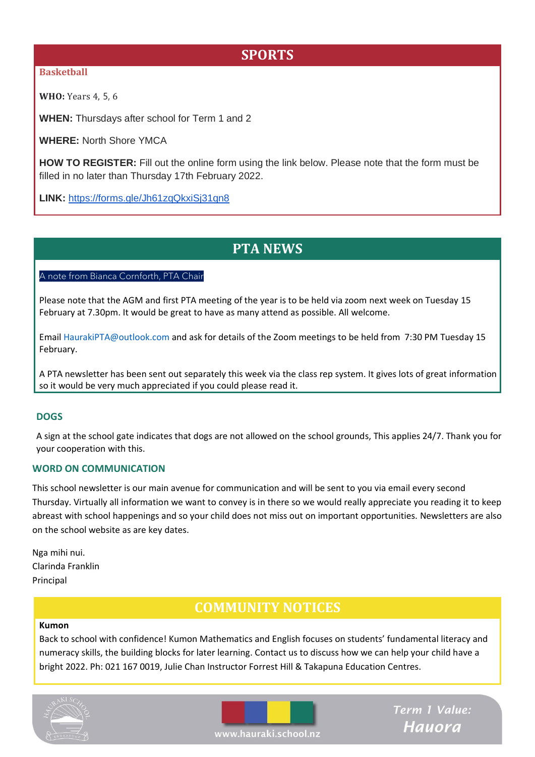## SPORTS

### Basketball

**WHO:** Years 4, 5, 6

**WHEN:** Thursdays after school for Term 1 and 2

**WHERE:** North Shore YMCA

**HOW TO REGISTER:** Fill out the online form using the link below. Please note that the form must be filled in no later than Thursday 17th February 2022.

**LINK:** https://forms.gle/Jh61zqQkxiSj31qn8

## PTA NEWS

A note from Bianca Cornforth, PTA Chair

Please note that the AGM and first PTA meeting of the year is to be held via zoom next week on Tuesday 15 February at 7.30pm. It would be great to have as many attend as possible. All welcome.

Email HaurakiPTA@outlook.com and ask for details of the Zoom meetings to be held from 7:30 PM Tuesday 15 February.

A PTA newsletter has been sent out separately this week via the class rep system. It gives lots of great information so it would be very much appreciated if you could please read it.

### DOGS

A sign at the school gate indicates that dogs are not allowed on the school grounds, This applies 24/7. Thank you for your cooperation with this.

### WORD ON COMMUNICATION

This school newsletter is our main avenue for communication and will be sent to you via email every second Thursday. Virtually all information we want to convey is in there so we would really appreciate you reading it to keep abreast with school happenings and so your child does not miss out on important opportunities. Newsletters are also on the school website as are key dates.

Nga mihi nui.
Clarinda Franklin
Principal

## COMMUNITY NOTICES

**Kumon**
Back to school with confidence! Kumon Mathematics and English focuses on students' fundamental literacy and numeracy skills, the building blocks for later learning. Contact us to discuss how we can help your child have a bright 2022. Ph: 021 167 0019, Julie Chan Instructor Forrest Hill & Takapuna Education Centres.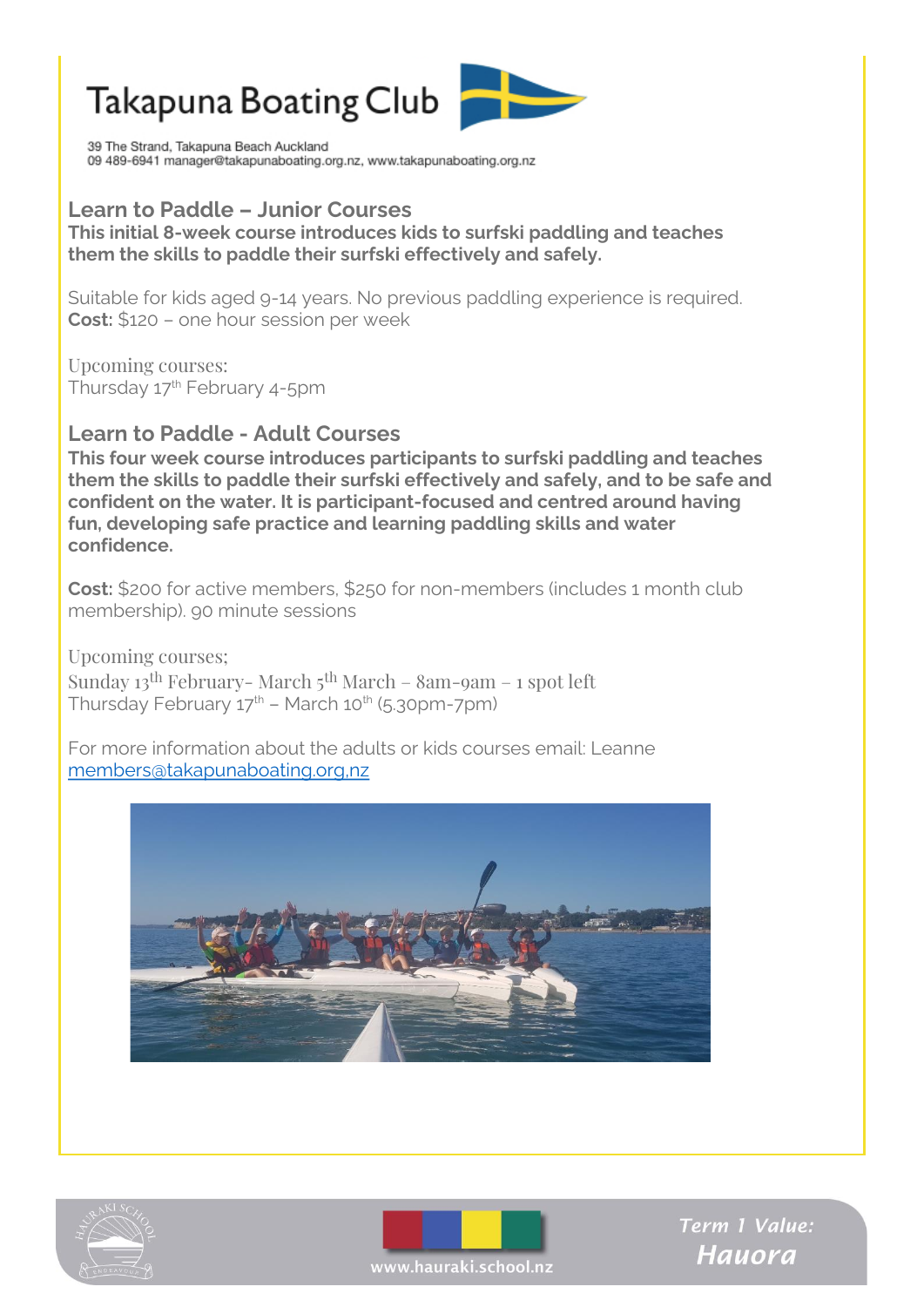# Takapuna Boating Club

39 The Strand, Takapuna Beach Auckland
09 489-6941 manager@takapunaboating.org.nz, www.takapunaboating.org.nz

## Learn to Paddle – Junior Courses

**This initial 8-week course introduces kids to surfski paddling and teaches them the skills to paddle their surfski effectively and safely.**

Suitable for kids aged 9-14 years. No previous paddling experience is required.
**Cost:** $120 – one hour session per week

Upcoming courses:
Thursday 17th February 4-5pm

## Learn to Paddle - Adult Courses

**This four week course introduces participants to surfski paddling and teaches them the skills to paddle their surfski effectively and safely, and to be safe and confident on the water. It is participant-focused and centred around having fun, developing safe practice and learning paddling skills and water confidence.**

**Cost:** $200 for active members, $250 for non-members (includes 1 month club membership). 90 minute sessions

Upcoming courses;
Sunday 13th February- March 5th March – 8am-9am – 1 spot left
Thursday February 17th – March 10th (5.30pm-7pm)

For more information about the adults or kids courses email: Leanne members@takapunaboating.org,nz